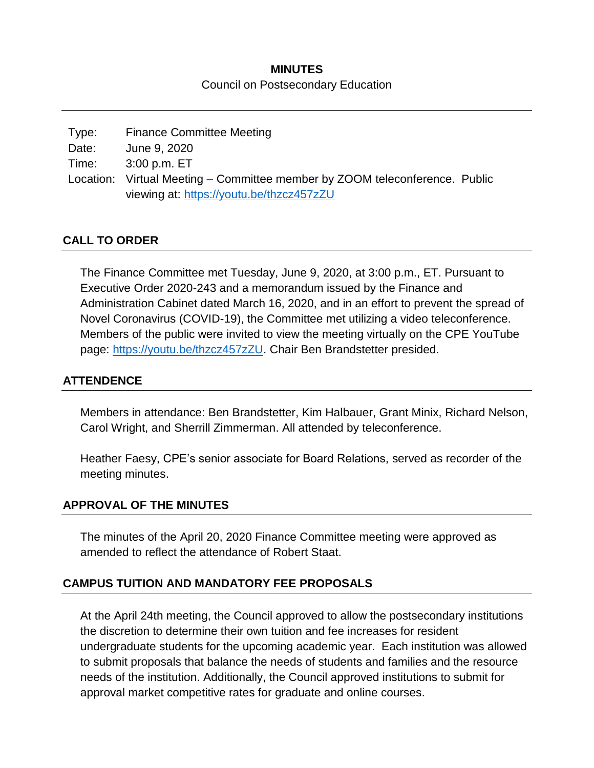# MINUTES

Council on Postsecondary Education

| | |
|---|---|
| Type: | Finance Committee Meeting |
| Date: | June 9, 2020 |
| Time: | 3:00 p.m. ET |
| Location: | Virtual Meeting – Committee member by ZOOM teleconference. Public viewing at: https://youtu.be/thzcz457zZU |

## CALL TO ORDER

The Finance Committee met Tuesday, June 9, 2020, at 3:00 p.m., ET. Pursuant to Executive Order 2020-243 and a memorandum issued by the Finance and Administration Cabinet dated March 16, 2020, and in an effort to prevent the spread of Novel Coronavirus (COVID-19), the Committee met utilizing a video teleconference. Members of the public were invited to view the meeting virtually on the CPE YouTube page: https://youtu.be/thzcz457zZU. Chair Ben Brandstetter presided.

## ATTENDENCE

Members in attendance: Ben Brandstetter, Kim Halbauer, Grant Minix, Richard Nelson, Carol Wright, and Sherrill Zimmerman. All attended by teleconference.

Heather Faesy, CPE's senior associate for Board Relations, served as recorder of the meeting minutes.

## APPROVAL OF THE MINUTES

The minutes of the April 20, 2020 Finance Committee meeting were approved as amended to reflect the attendance of Robert Staat.

## CAMPUS TUITION AND MANDATORY FEE PROPOSALS

At the April 24th meeting, the Council approved to allow the postsecondary institutions the discretion to determine their own tuition and fee increases for resident undergraduate students for the upcoming academic year. Each institution was allowed to submit proposals that balance the needs of students and families and the resource needs of the institution. Additionally, the Council approved institutions to submit for approval market competitive rates for graduate and online courses.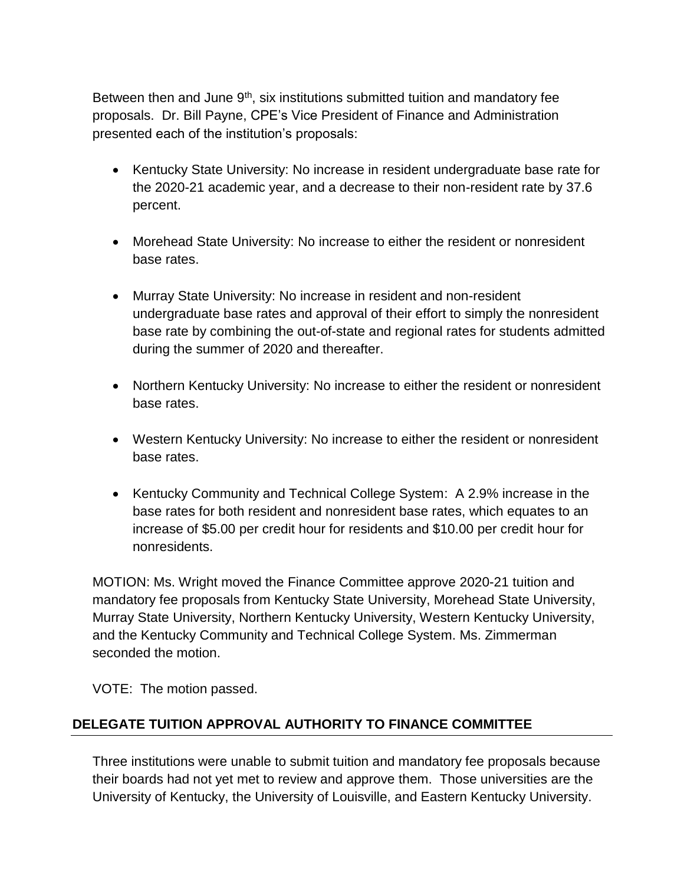Between then and June 9th, six institutions submitted tuition and mandatory fee proposals. Dr. Bill Payne, CPE's Vice President of Finance and Administration presented each of the institution's proposals:

- Kentucky State University: No increase in resident undergraduate base rate for the 2020-21 academic year, and a decrease to their non-resident rate by 37.6 percent.
- Morehead State University: No increase to either the resident or nonresident base rates.
- Murray State University: No increase in resident and non-resident undergraduate base rates and approval of their effort to simply the nonresident base rate by combining the out-of-state and regional rates for students admitted during the summer of 2020 and thereafter.
- Northern Kentucky University: No increase to either the resident or nonresident base rates.
- Western Kentucky University: No increase to either the resident or nonresident base rates.
- Kentucky Community and Technical College System: A 2.9% increase in the base rates for both resident and nonresident base rates, which equates to an increase of $5.00 per credit hour for residents and $10.00 per credit hour for nonresidents.

MOTION: Ms. Wright moved the Finance Committee approve 2020-21 tuition and mandatory fee proposals from Kentucky State University, Morehead State University, Murray State University, Northern Kentucky University, Western Kentucky University, and the Kentucky Community and Technical College System. Ms. Zimmerman seconded the motion.

VOTE: The motion passed.

## DELEGATE TUITION APPROVAL AUTHORITY TO FINANCE COMMITTEE

Three institutions were unable to submit tuition and mandatory fee proposals because their boards had not yet met to review and approve them. Those universities are the University of Kentucky, the University of Louisville, and Eastern Kentucky University.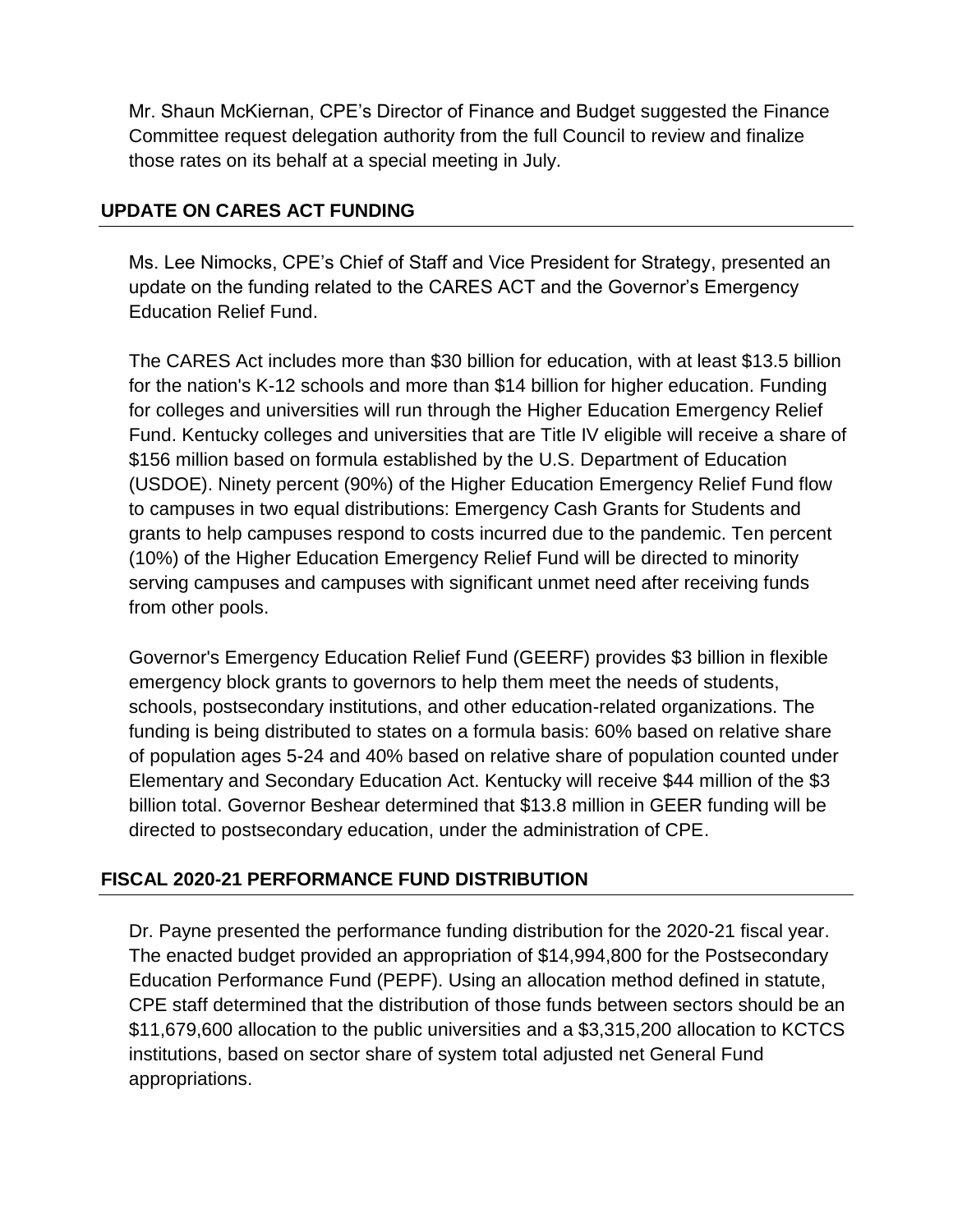Mr. Shaun McKiernan, CPE's Director of Finance and Budget suggested the Finance Committee request delegation authority from the full Council to review and finalize those rates on its behalf at a special meeting in July.

## UPDATE ON CARES ACT FUNDING

Ms. Lee Nimocks, CPE's Chief of Staff and Vice President for Strategy, presented an update on the funding related to the CARES ACT and the Governor's Emergency Education Relief Fund.

The CARES Act includes more than $30 billion for education, with at least $13.5 billion for the nation's K-12 schools and more than $14 billion for higher education. Funding for colleges and universities will run through the Higher Education Emergency Relief Fund. Kentucky colleges and universities that are Title IV eligible will receive a share of $156 million based on formula established by the U.S. Department of Education (USDOE). Ninety percent (90%) of the Higher Education Emergency Relief Fund flow to campuses in two equal distributions: Emergency Cash Grants for Students and grants to help campuses respond to costs incurred due to the pandemic. Ten percent (10%) of the Higher Education Emergency Relief Fund will be directed to minority serving campuses and campuses with significant unmet need after receiving funds from other pools.

Governor's Emergency Education Relief Fund (GEERF) provides $3 billion in flexible emergency block grants to governors to help them meet the needs of students, schools, postsecondary institutions, and other education-related organizations. The funding is being distributed to states on a formula basis: 60% based on relative share of population ages 5-24 and 40% based on relative share of population counted under Elementary and Secondary Education Act. Kentucky will receive $44 million of the $3 billion total. Governor Beshear determined that $13.8 million in GEER funding will be directed to postsecondary education, under the administration of CPE.

## FISCAL 2020-21 PERFORMANCE FUND DISTRIBUTION

Dr. Payne presented the performance funding distribution for the 2020-21 fiscal year. The enacted budget provided an appropriation of $14,994,800 for the Postsecondary Education Performance Fund (PEPF). Using an allocation method defined in statute, CPE staff determined that the distribution of those funds between sectors should be an $11,679,600 allocation to the public universities and a $3,315,200 allocation to KCTCS institutions, based on sector share of system total adjusted net General Fund appropriations.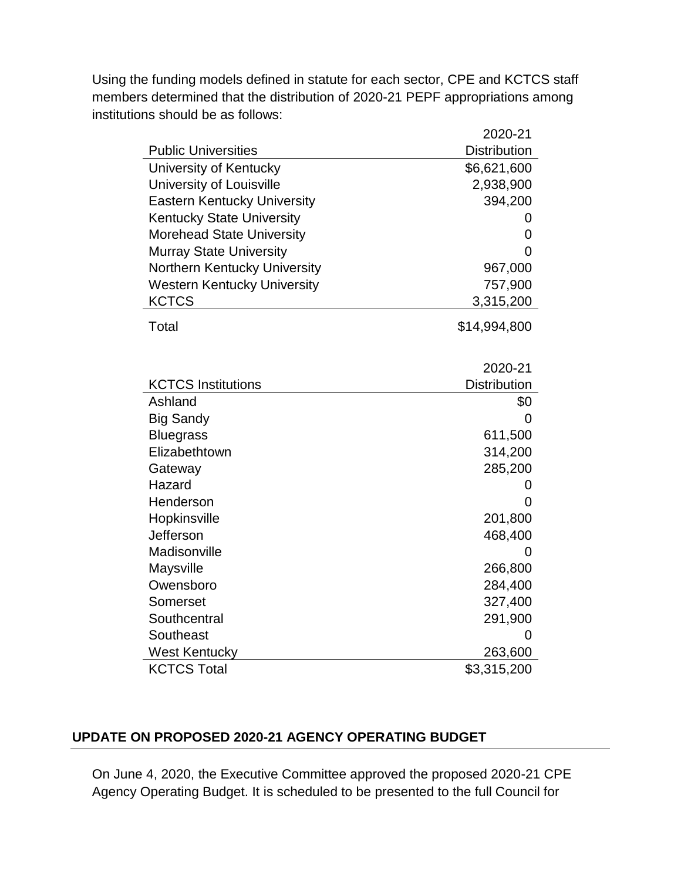Using the funding models defined in statute for each sector, CPE and KCTCS staff members determined that the distribution of 2020-21 PEPF appropriations among institutions should be as follows:

| Public Universities | 2020-21 Distribution |
|---|---|
| University of Kentucky | $6,621,600 |
| University of Louisville | 2,938,900 |
| Eastern Kentucky University | 394,200 |
| Kentucky State University | 0 |
| Morehead State University | 0 |
| Murray State University | 0 |
| Northern Kentucky University | 967,000 |
| Western Kentucky University | 757,900 |
| KCTCS | 3,315,200 |
| Total | $14,994,800 |

| KCTCS Institutions | 2020-21 Distribution |
|---|---|
| Ashland | $0 |
| Big Sandy | 0 |
| Bluegrass | 611,500 |
| Elizabethtown | 314,200 |
| Gateway | 285,200 |
| Hazard | 0 |
| Henderson | 0 |
| Hopkinsville | 201,800 |
| Jefferson | 468,400 |
| Madisonville | 0 |
| Maysville | 266,800 |
| Owensboro | 284,400 |
| Somerset | 327,400 |
| Southcentral | 291,900 |
| Southeast | 0 |
| West Kentucky | 263,600 |
| KCTCS Total | $3,315,200 |

## UPDATE ON PROPOSED 2020-21 AGENCY OPERATING BUDGET

On June 4, 2020, the Executive Committee approved the proposed 2020-21 CPE Agency Operating Budget. It is scheduled to be presented to the full Council for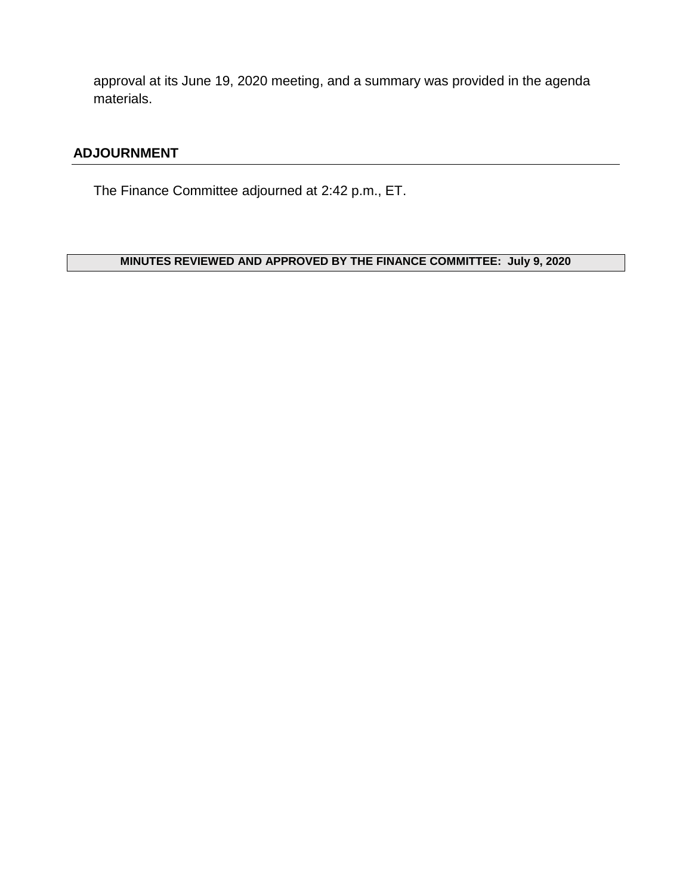approval at its June 19, 2020 meeting, and a summary was provided in the agenda materials.

## ADJOURNMENT

The Finance Committee adjourned at 2:42 p.m., ET.

**MINUTES REVIEWED AND APPROVED BY THE FINANCE COMMITTEE: July 9, 2020**